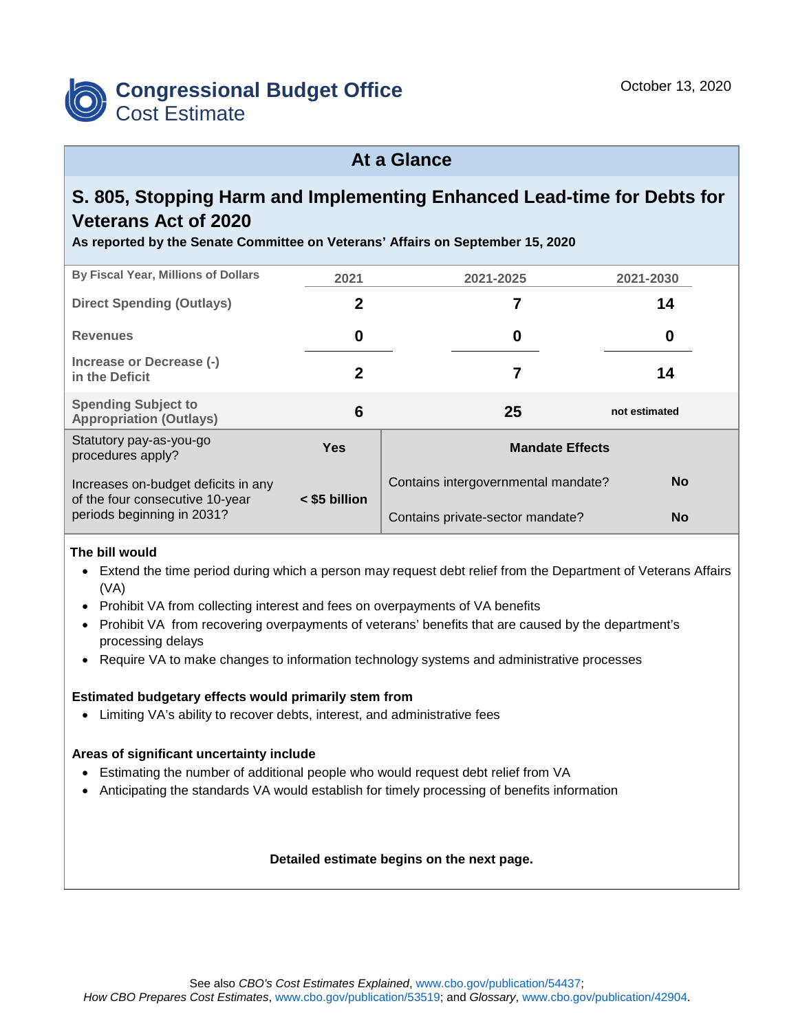# Congressional Budget Office
## Cost Estimate

October 13, 2020

## At a Glance

### S. 805, Stopping Harm and Implementing Enhanced Lead-time for Debts for Veterans Act of 2020

**As reported by the Senate Committee on Veterans' Affairs on September 15, 2020**

| By Fiscal Year, Millions of Dollars | 2021 | 2021-2025 | 2021-2030 |
|---|---|---|---|
| Direct Spending (Outlays) | 2 | 7 | 14 |
| Revenues | 0 | 0 | 0 |
| Increase or Decrease (-) in the Deficit | 2 | 7 | 14 |
| Spending Subject to Appropriation (Outlays) | 6 | 25 | not estimated |

| | | Mandate Effects | |
|---|---|---|---|
| Statutory pay-as-you-go procedures apply? | Yes | Contains intergovernmental mandate? | No |
| Increases on-budget deficits in any of the four consecutive 10-year periods beginning in 2031? | < $5 billion | Contains private-sector mandate? | No |

**The bill would**

- Extend the time period during which a person may request debt relief from the Department of Veterans Affairs (VA)
- Prohibit VA from collecting interest and fees on overpayments of VA benefits
- Prohibit VA from recovering overpayments of veterans' benefits that are caused by the department's processing delays
- Require VA to make changes to information technology systems and administrative processes

**Estimated budgetary effects would primarily stem from**

- Limiting VA's ability to recover debts, interest, and administrative fees

**Areas of significant uncertainty include**

- Estimating the number of additional people who would request debt relief from VA
- Anticipating the standards VA would establish for timely processing of benefits information

**Detailed estimate begins on the next page.**

See also *CBO's Cost Estimates Explained*, www.cbo.gov/publication/54437; *How CBO Prepares Cost Estimates*, www.cbo.gov/publication/53519; and *Glossary*, www.cbo.gov/publication/42904.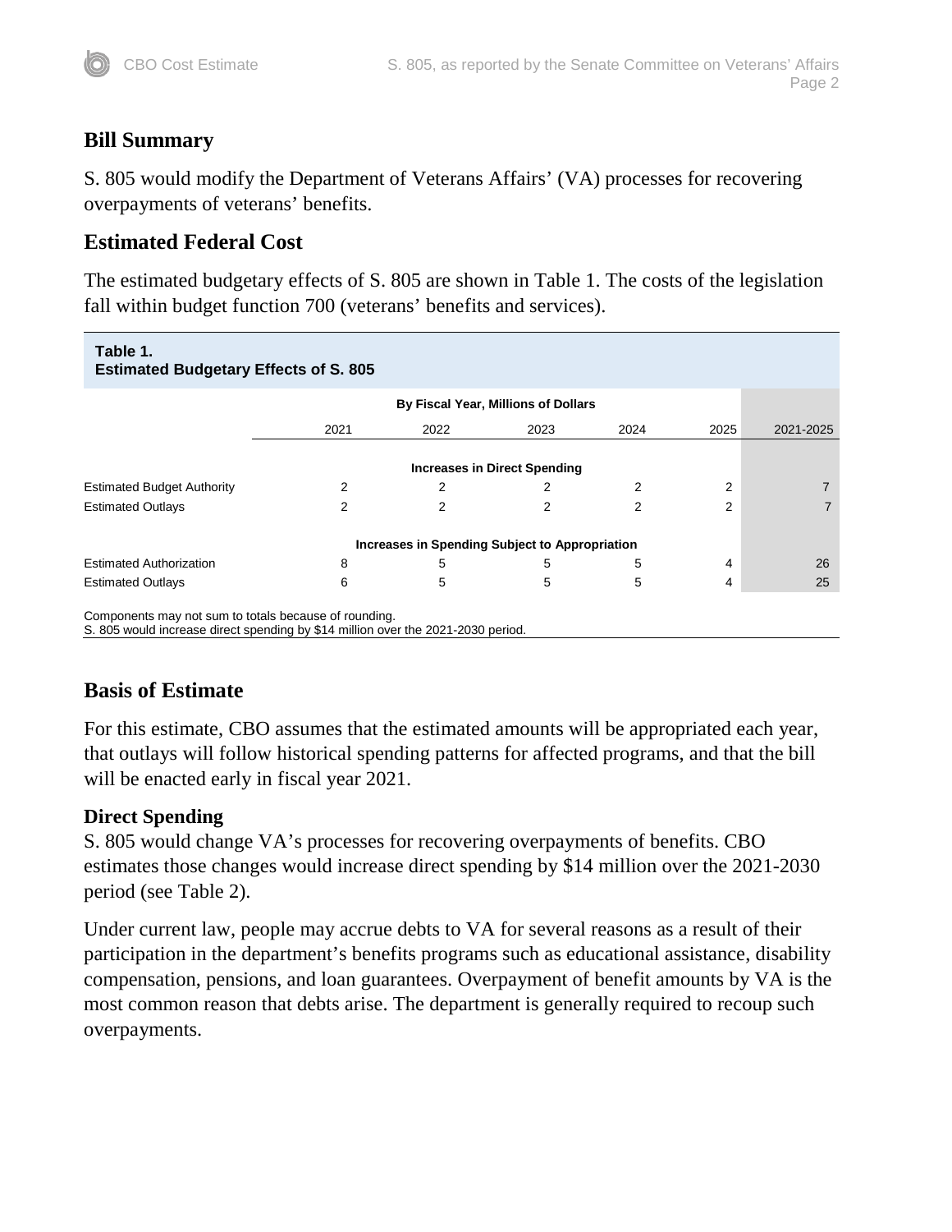## Bill Summary

S. 805 would modify the Department of Veterans Affairs' (VA) processes for recovering overpayments of veterans' benefits.

## Estimated Federal Cost

The estimated budgetary effects of S. 805 are shown in Table 1. The costs of the legislation fall within budget function 700 (veterans' benefits and services).

**Table 1.**
**Estimated Budgetary Effects of S. 805**

| | By Fiscal Year, Millions of Dollars | | | | | |
|---|---|---|---|---|---|---|
| | 2021 | 2022 | 2023 | 2024 | 2025 | 2021-2025 |
| **Increases in Direct Spending** | | | | | | |
| Estimated Budget Authority | 2 | 2 | 2 | 2 | 2 | 7 |
| Estimated Outlays | 2 | 2 | 2 | 2 | 2 | 7 |
| **Increases in Spending Subject to Appropriation** | | | | | | |
| Estimated Authorization | 8 | 5 | 5 | 5 | 4 | 26 |
| Estimated Outlays | 6 | 5 | 5 | 5 | 4 | 25 |

Components may not sum to totals because of rounding.
S. 805 would increase direct spending by $14 million over the 2021-2030 period.

## Basis of Estimate

For this estimate, CBO assumes that the estimated amounts will be appropriated each year, that outlays will follow historical spending patterns for affected programs, and that the bill will be enacted early in fiscal year 2021.

### Direct Spending

S. 805 would change VA's processes for recovering overpayments of benefits. CBO estimates those changes would increase direct spending by $14 million over the 2021-2030 period (see Table 2).

Under current law, people may accrue debts to VA for several reasons as a result of their participation in the department's benefits programs such as educational assistance, disability compensation, pensions, and loan guarantees. Overpayment of benefit amounts by VA is the most common reason that debts arise. The department is generally required to recoup such overpayments.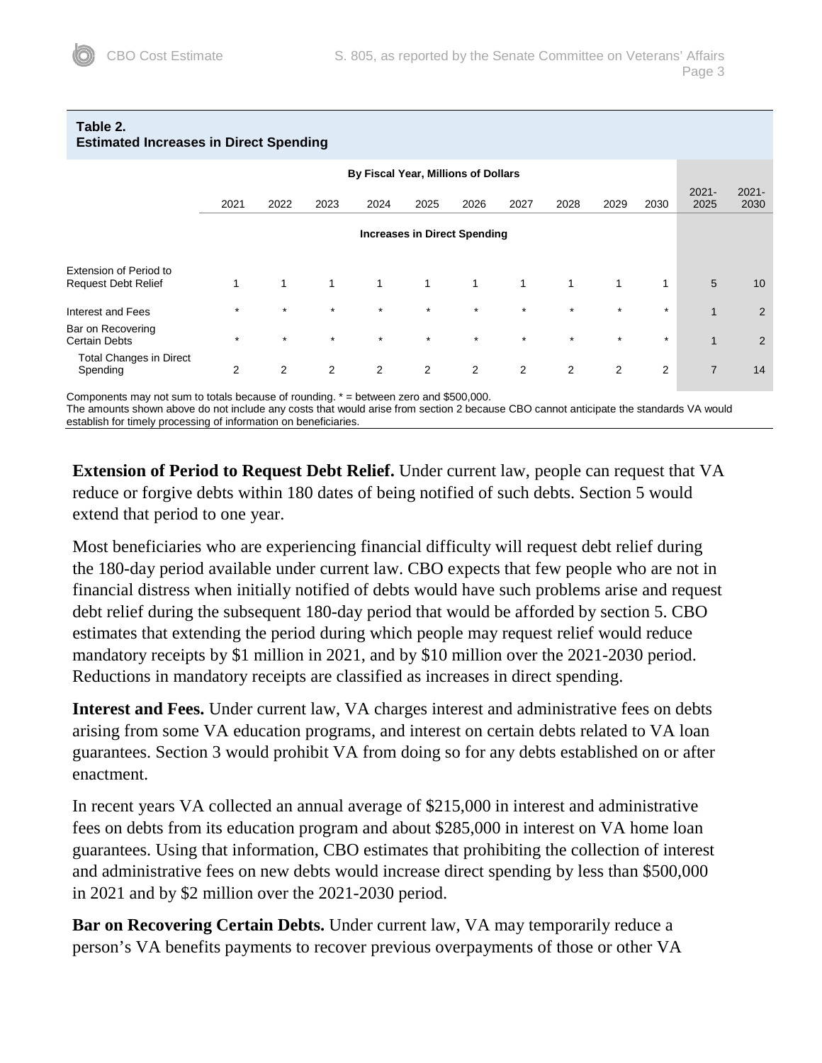**Table 2.**
**Estimated Increases in Direct Spending**

| | By Fiscal Year, Millions of Dollars | | | | | | | | | | | |
|---|---|---|---|---|---|---|---|---|---|---|---|---|
| | 2021 | 2022 | 2023 | 2024 | 2025 | 2026 | 2027 | 2028 | 2029 | 2030 | 2021-2025 | 2021-2030 |
| | **Increases in Direct Spending** | | | | | | | | | | | |
| Extension of Period to Request Debt Relief | 1 | 1 | 1 | 1 | 1 | 1 | 1 | 1 | 1 | 1 | 5 | 10 |
| Interest and Fees | * | * | * | * | * | * | * | * | * | * | 1 | 2 |
| Bar on Recovering Certain Debts | * | * | * | * | * | * | * | * | * | * | 1 | 2 |
| Total Changes in Direct Spending | 2 | 2 | 2 | 2 | 2 | 2 | 2 | 2 | 2 | 2 | 7 | 14 |

Components may not sum to totals because of rounding. * = between zero and $500,000.
The amounts shown above do not include any costs that would arise from section 2 because CBO cannot anticipate the standards VA would establish for timely processing of information on beneficiaries.

**Extension of Period to Request Debt Relief.** Under current law, people can request that VA reduce or forgive debts within 180 dates of being notified of such debts. Section 5 would extend that period to one year.

Most beneficiaries who are experiencing financial difficulty will request debt relief during the 180-day period available under current law. CBO expects that few people who are not in financial distress when initially notified of debts would have such problems arise and request debt relief during the subsequent 180-day period that would be afforded by section 5. CBO estimates that extending the period during which people may request relief would reduce mandatory receipts by $1 million in 2021, and by $10 million over the 2021-2030 period. Reductions in mandatory receipts are classified as increases in direct spending.

**Interest and Fees.** Under current law, VA charges interest and administrative fees on debts arising from some VA education programs, and interest on certain debts related to VA loan guarantees. Section 3 would prohibit VA from doing so for any debts established on or after enactment.

In recent years VA collected an annual average of $215,000 in interest and administrative fees on debts from its education program and about $285,000 in interest on VA home loan guarantees. Using that information, CBO estimates that prohibiting the collection of interest and administrative fees on new debts would increase direct spending by less than $500,000 in 2021 and by $2 million over the 2021-2030 period.

**Bar on Recovering Certain Debts.** Under current law, VA may temporarily reduce a person's VA benefits payments to recover previous overpayments of those or other VA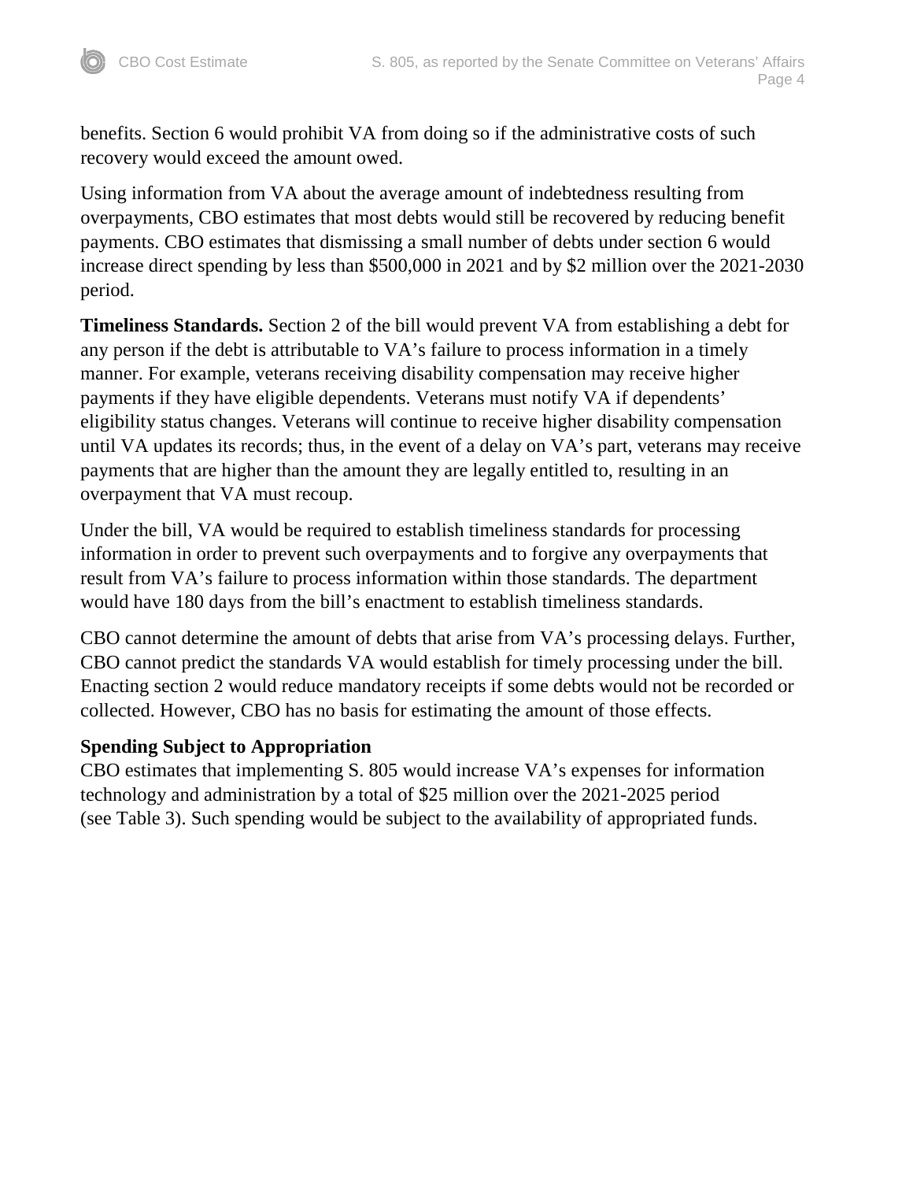benefits. Section 6 would prohibit VA from doing so if the administrative costs of such recovery would exceed the amount owed.

Using information from VA about the average amount of indebtedness resulting from overpayments, CBO estimates that most debts would still be recovered by reducing benefit payments. CBO estimates that dismissing a small number of debts under section 6 would increase direct spending by less than $500,000 in 2021 and by $2 million over the 2021-2030 period.

**Timeliness Standards.** Section 2 of the bill would prevent VA from establishing a debt for any person if the debt is attributable to VA's failure to process information in a timely manner. For example, veterans receiving disability compensation may receive higher payments if they have eligible dependents. Veterans must notify VA if dependents' eligibility status changes. Veterans will continue to receive higher disability compensation until VA updates its records; thus, in the event of a delay on VA's part, veterans may receive payments that are higher than the amount they are legally entitled to, resulting in an overpayment that VA must recoup.

Under the bill, VA would be required to establish timeliness standards for processing information in order to prevent such overpayments and to forgive any overpayments that result from VA's failure to process information within those standards. The department would have 180 days from the bill's enactment to establish timeliness standards.

CBO cannot determine the amount of debts that arise from VA's processing delays. Further, CBO cannot predict the standards VA would establish for timely processing under the bill. Enacting section 2 would reduce mandatory receipts if some debts would not be recorded or collected. However, CBO has no basis for estimating the amount of those effects.

### Spending Subject to Appropriation

CBO estimates that implementing S. 805 would increase VA's expenses for information technology and administration by a total of $25 million over the 2021-2025 period (see Table 3). Such spending would be subject to the availability of appropriated funds.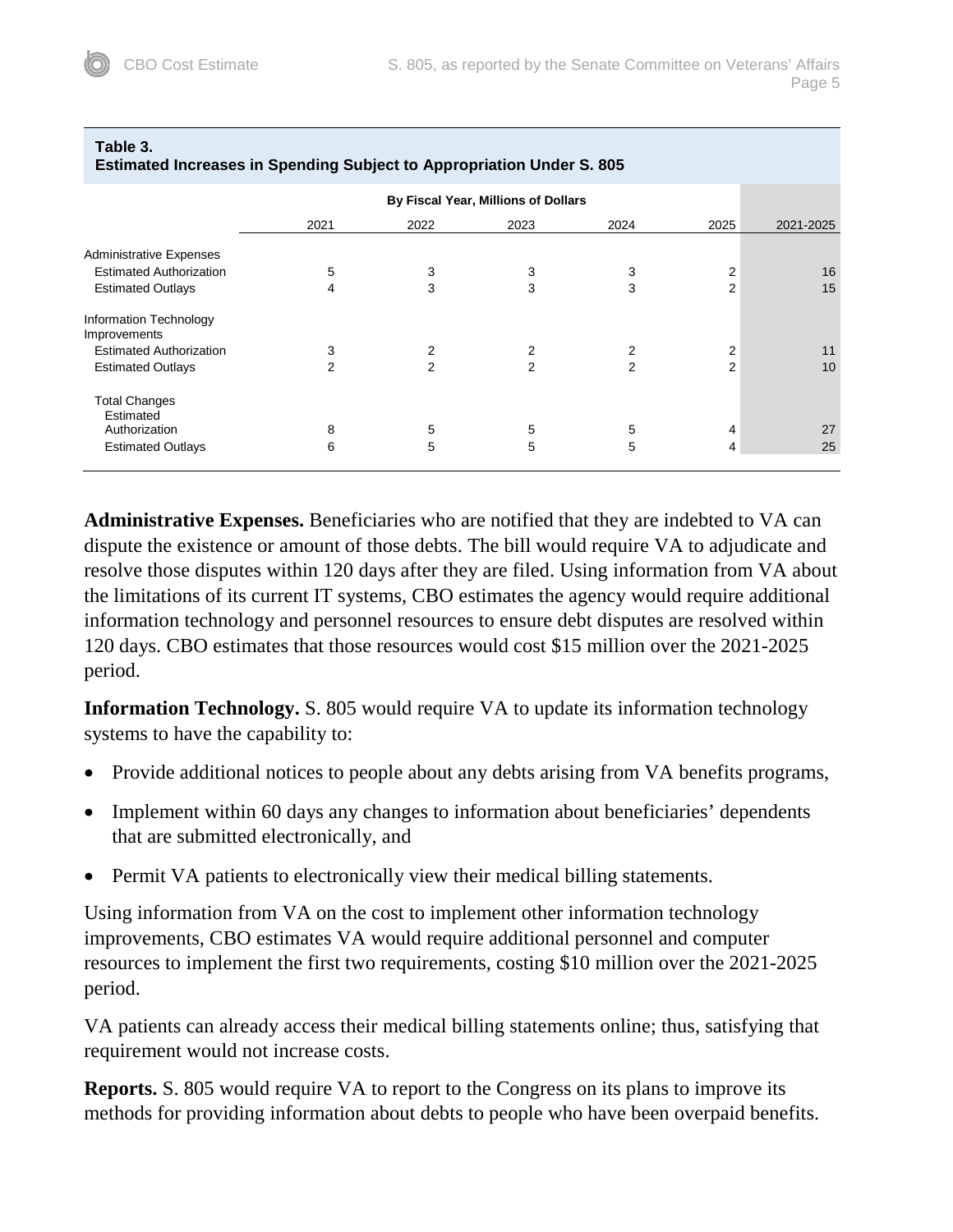**Table 3.**
**Estimated Increases in Spending Subject to Appropriation Under S. 805**

| | By Fiscal Year, Millions of Dollars | | | | | |
|---|---|---|---|---|---|---|
| | 2021 | 2022 | 2023 | 2024 | 2025 | 2021-2025 |
| Administrative Expenses | | | | | | |
| Estimated Authorization | 5 | 3 | 3 | 3 | 2 | 16 |
| Estimated Outlays | 4 | 3 | 3 | 3 | 2 | 15 |
| Information Technology Improvements | | | | | | |
| Estimated Authorization | 3 | 2 | 2 | 2 | 2 | 11 |
| Estimated Outlays | 2 | 2 | 2 | 2 | 2 | 10 |
| Total Changes | | | | | | |
| Estimated Authorization | 8 | 5 | 5 | 5 | 4 | 27 |
| Estimated Outlays | 6 | 5 | 5 | 5 | 4 | 25 |

**Administrative Expenses.** Beneficiaries who are notified that they are indebted to VA can dispute the existence or amount of those debts. The bill would require VA to adjudicate and resolve those disputes within 120 days after they are filed. Using information from VA about the limitations of its current IT systems, CBO estimates the agency would require additional information technology and personnel resources to ensure debt disputes are resolved within 120 days. CBO estimates that those resources would cost $15 million over the 2021-2025 period.

**Information Technology.** S. 805 would require VA to update its information technology systems to have the capability to:

- Provide additional notices to people about any debts arising from VA benefits programs,
- Implement within 60 days any changes to information about beneficiaries' dependents that are submitted electronically, and
- Permit VA patients to electronically view their medical billing statements.

Using information from VA on the cost to implement other information technology improvements, CBO estimates VA would require additional personnel and computer resources to implement the first two requirements, costing $10 million over the 2021-2025 period.

VA patients can already access their medical billing statements online; thus, satisfying that requirement would not increase costs.

**Reports.** S. 805 would require VA to report to the Congress on its plans to improve its methods for providing information about debts to people who have been overpaid benefits.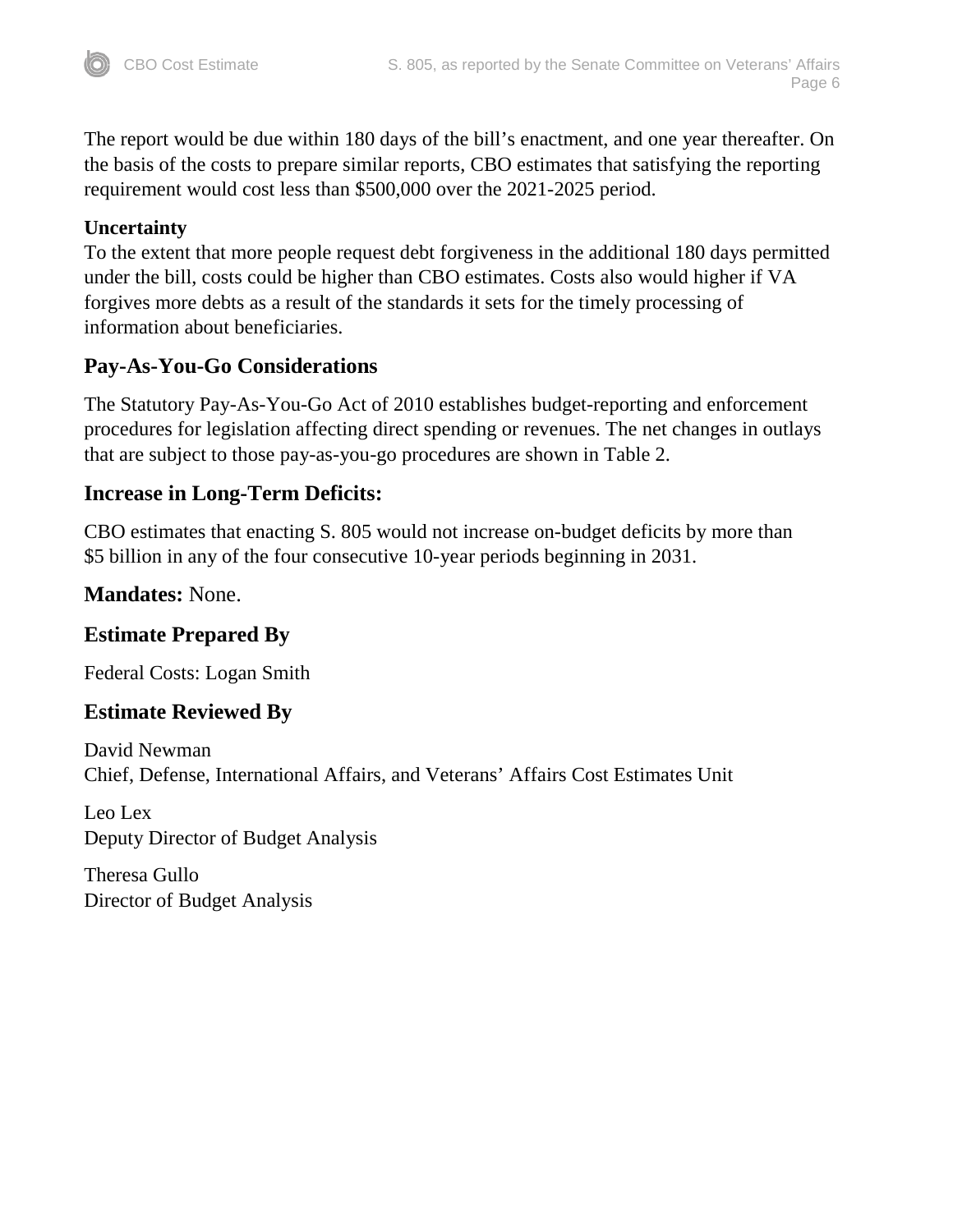The report would be due within 180 days of the bill's enactment, and one year thereafter. On the basis of the costs to prepare similar reports, CBO estimates that satisfying the reporting requirement would cost less than $500,000 over the 2021-2025 period.

**Uncertainty**

To the extent that more people request debt forgiveness in the additional 180 days permitted under the bill, costs could be higher than CBO estimates. Costs also would higher if VA forgives more debts as a result of the standards it sets for the timely processing of information about beneficiaries.

## Pay-As-You-Go Considerations

The Statutory Pay-As-You-Go Act of 2010 establishes budget-reporting and enforcement procedures for legislation affecting direct spending or revenues. The net changes in outlays that are subject to those pay-as-you-go procedures are shown in Table 2.

## Increase in Long-Term Deficits:

CBO estimates that enacting S. 805 would not increase on-budget deficits by more than $5 billion in any of the four consecutive 10-year periods beginning in 2031.

**Mandates:** None.

## Estimate Prepared By

Federal Costs: Logan Smith

## Estimate Reviewed By

David Newman
Chief, Defense, International Affairs, and Veterans' Affairs Cost Estimates Unit

Leo Lex
Deputy Director of Budget Analysis

Theresa Gullo
Director of Budget Analysis